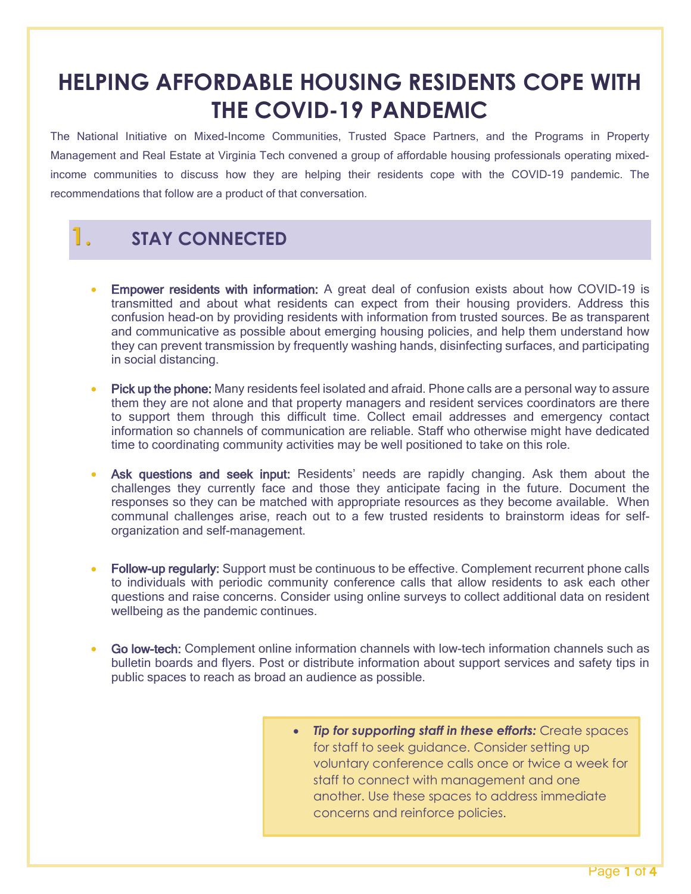# HELPING AFFORDABLE HOUSING RESIDENTS COPE WITH THE COVID-19 PANDEMIC

The National Initiative on Mixed-Income Communities, Trusted Space Partners, and the Programs in Property Management and Real Estate at Virginia Tech convened a group of affordable housing professionals operating mixed-income communities to discuss how they are helping their residents cope with the COVID-19 pandemic. The recommendations that follow are a product of that conversation.

## 1. STAY CONNECTED

- Empower residents with information: A great deal of confusion exists about how COVID-19 is transmitted and about what residents can expect from their housing providers. Address this confusion head-on by providing residents with information from trusted sources. Be as transparent and communicative as possible about emerging housing policies, and help them understand how they can prevent transmission by frequently washing hands, disinfecting surfaces, and participating in social distancing.

- Pick up the phone: Many residents feel isolated and afraid. Phone calls are a personal way to assure them they are not alone and that property managers and resident services coordinators are there to support them through this difficult time. Collect email addresses and emergency contact information so channels of communication are reliable. Staff who otherwise might have dedicated time to coordinating community activities may be well positioned to take on this role.

- Ask questions and seek input: Residents' needs are rapidly changing. Ask them about the challenges they currently face and those they anticipate facing in the future. Document the responses so they can be matched with appropriate resources as they become available. When communal challenges arise, reach out to a few trusted residents to brainstorm ideas for self-organization and self-management.

- Follow-up regularly: Support must be continuous to be effective. Complement recurrent phone calls to individuals with periodic community conference calls that allow residents to ask each other questions and raise concerns. Consider using online surveys to collect additional data on resident wellbeing as the pandemic continues.

- Go low-tech: Complement online information channels with low-tech information channels such as bulletin boards and flyers. Post or distribute information about support services and safety tips in public spaces to reach as broad an audience as possible.

> - ***Tip for supporting staff in these efforts:*** Create spaces for staff to seek guidance. Consider setting up voluntary conference calls once or twice a week for staff to connect with management and one another. Use these spaces to address immediate concerns and reinforce policies.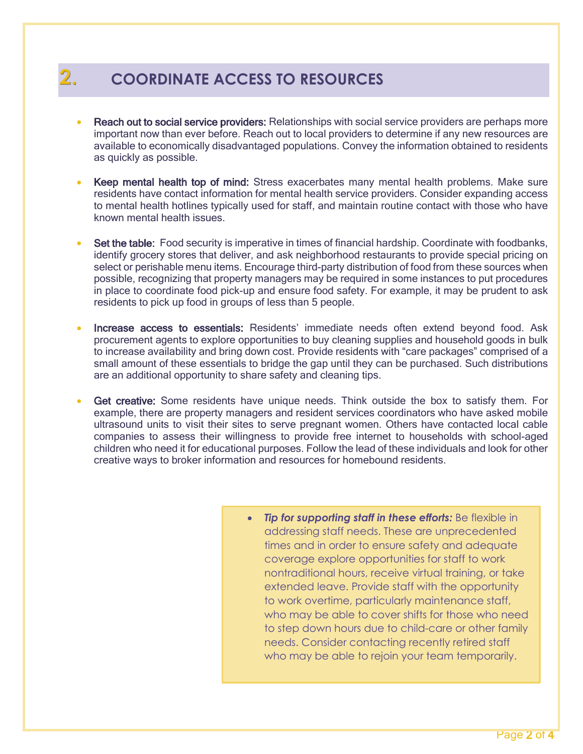## 2. COORDINATE ACCESS TO RESOURCES

- **Reach out to social service providers:** Relationships with social service providers are perhaps more important now than ever before. Reach out to local providers to determine if any new resources are available to economically disadvantaged populations. Convey the information obtained to residents as quickly as possible.

- **Keep mental health top of mind:** Stress exacerbates many mental health problems. Make sure residents have contact information for mental health service providers. Consider expanding access to mental health hotlines typically used for staff, and maintain routine contact with those who have known mental health issues.

- **Set the table:** Food security is imperative in times of financial hardship. Coordinate with foodbanks, identify grocery stores that deliver, and ask neighborhood restaurants to provide special pricing on select or perishable menu items. Encourage third-party distribution of food from these sources when possible, recognizing that property managers may be required in some instances to put procedures in place to coordinate food pick-up and ensure food safety. For example, it may be prudent to ask residents to pick up food in groups of less than 5 people.

- **Increase access to essentials:** Residents' immediate needs often extend beyond food. Ask procurement agents to explore opportunities to buy cleaning supplies and household goods in bulk to increase availability and bring down cost. Provide residents with "care packages" comprised of a small amount of these essentials to bridge the gap until they can be purchased. Such distributions are an additional opportunity to share safety and cleaning tips.

- **Get creative:** Some residents have unique needs. Think outside the box to satisfy them. For example, there are property managers and resident services coordinators who have asked mobile ultrasound units to visit their sites to serve pregnant women. Others have contacted local cable companies to assess their willingness to provide free internet to households with school-aged children who need it for educational purposes. Follow the lead of these individuals and look for other creative ways to broker information and resources for homebound residents.

> - ***Tip for supporting staff in these efforts:*** Be flexible in addressing staff needs. These are unprecedented times and in order to ensure safety and adequate coverage explore opportunities for staff to work nontraditional hours, receive virtual training, or take extended leave. Provide staff with the opportunity to work overtime, particularly maintenance staff, who may be able to cover shifts for those who need to step down hours due to child-care or other family needs. Consider contacting recently retired staff who may be able to rejoin your team temporarily.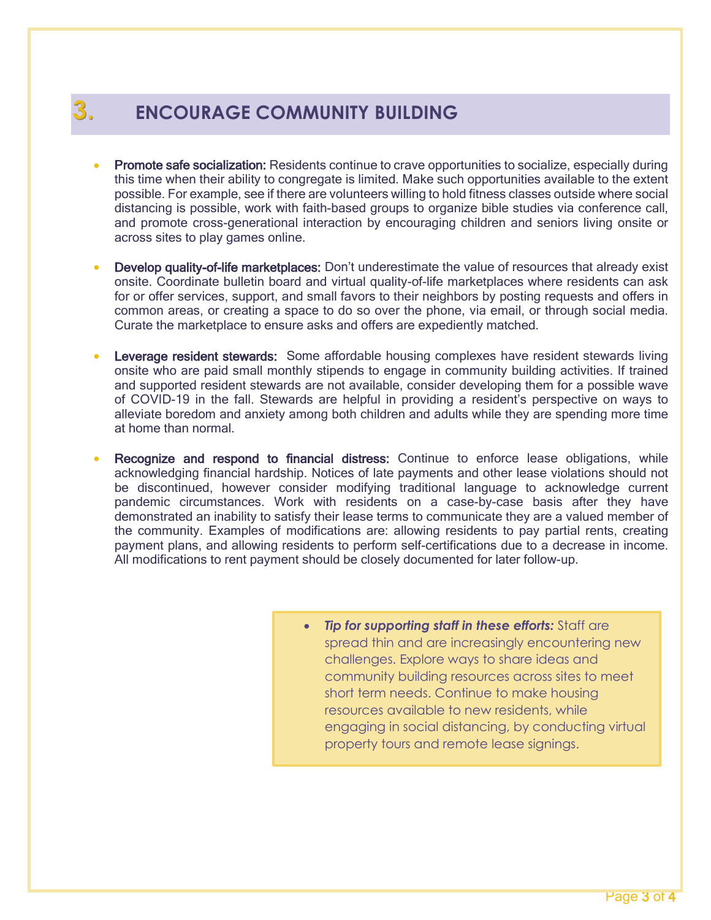## 3. ENCOURAGE COMMUNITY BUILDING

- **Promote safe socialization:** Residents continue to crave opportunities to socialize, especially during this time when their ability to congregate is limited. Make such opportunities available to the extent possible. For example, see if there are volunteers willing to hold fitness classes outside where social distancing is possible, work with faith-based groups to organize bible studies via conference call, and promote cross-generational interaction by encouraging children and seniors living onsite or across sites to play games online.

- **Develop quality-of-life marketplaces:** Don't underestimate the value of resources that already exist onsite. Coordinate bulletin board and virtual quality-of-life marketplaces where residents can ask for or offer services, support, and small favors to their neighbors by posting requests and offers in common areas, or creating a space to do so over the phone, via email, or through social media. Curate the marketplace to ensure asks and offers are expediently matched.

- **Leverage resident stewards:** Some affordable housing complexes have resident stewards living onsite who are paid small monthly stipends to engage in community building activities. If trained and supported resident stewards are not available, consider developing them for a possible wave of COVID-19 in the fall. Stewards are helpful in providing a resident's perspective on ways to alleviate boredom and anxiety among both children and adults while they are spending more time at home than normal.

- **Recognize and respond to financial distress:** Continue to enforce lease obligations, while acknowledging financial hardship. Notices of late payments and other lease violations should not be discontinued, however consider modifying traditional language to acknowledge current pandemic circumstances. Work with residents on a case-by-case basis after they have demonstrated an inability to satisfy their lease terms to communicate they are a valued member of the community. Examples of modifications are: allowing residents to pay partial rents, creating payment plans, and allowing residents to perform self-certifications due to a decrease in income. All modifications to rent payment should be closely documented for later follow-up.

- ***Tip for supporting staff in these efforts:*** Staff are spread thin and are increasingly encountering new challenges. Explore ways to share ideas and community building resources across sites to meet short term needs. Continue to make housing resources available to new residents, while engaging in social distancing, by conducting virtual property tours and remote lease signings.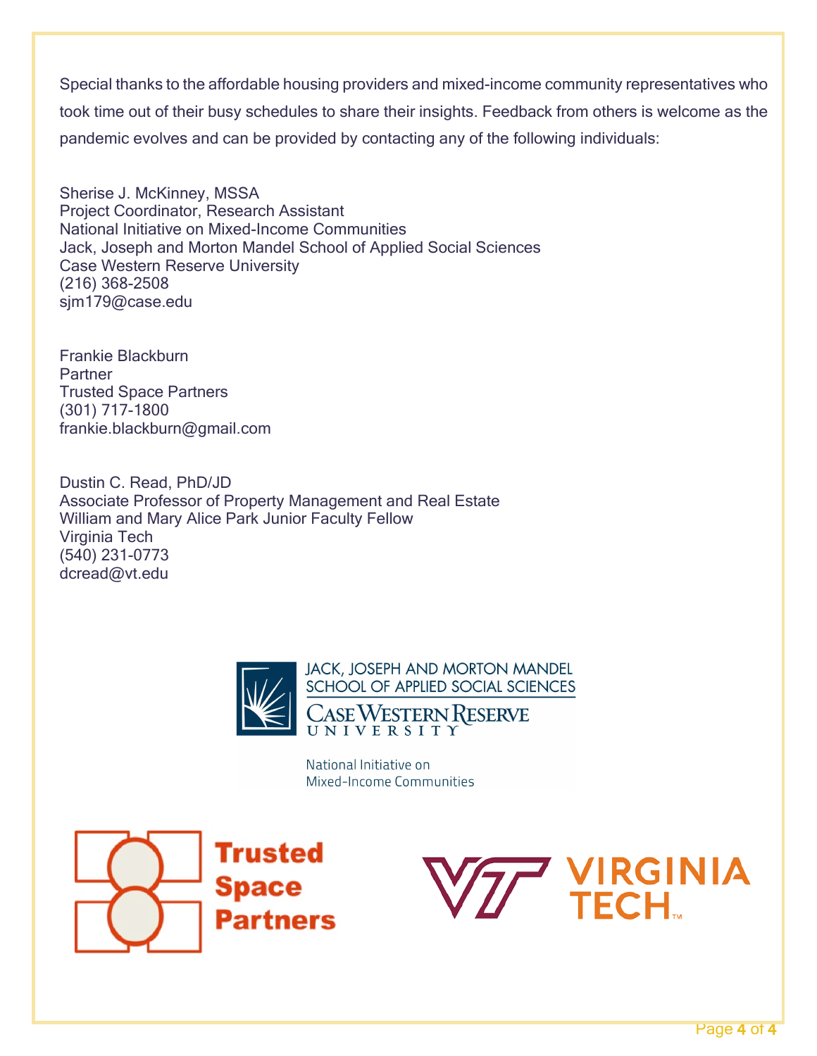Special thanks to the affordable housing providers and mixed-income community representatives who took time out of their busy schedules to share their insights. Feedback from others is welcome as the pandemic evolves and can be provided by contacting any of the following individuals:

Sherise J. McKinney, MSSA
Project Coordinator, Research Assistant
National Initiative on Mixed-Income Communities
Jack, Joseph and Morton Mandel School of Applied Social Sciences
Case Western Reserve University
(216) 368-2508
sjm179@case.edu

Frankie Blackburn
Partner
Trusted Space Partners
(301) 717-1800
frankie.blackburn@gmail.com

Dustin C. Read, PhD/JD
Associate Professor of Property Management and Real Estate
William and Mary Alice Park Junior Faculty Fellow
Virginia Tech
(540) 231-0773
dcread@vt.edu

JACK, JOSEPH AND MORTON MANDEL
SCHOOL OF APPLIED SOCIAL SCIENCES
CASE WESTERN RESERVE
UNIVERSITY

National Initiative on
Mixed-Income Communities

Trusted
Space
Partners

VIRGINIA
TECH™